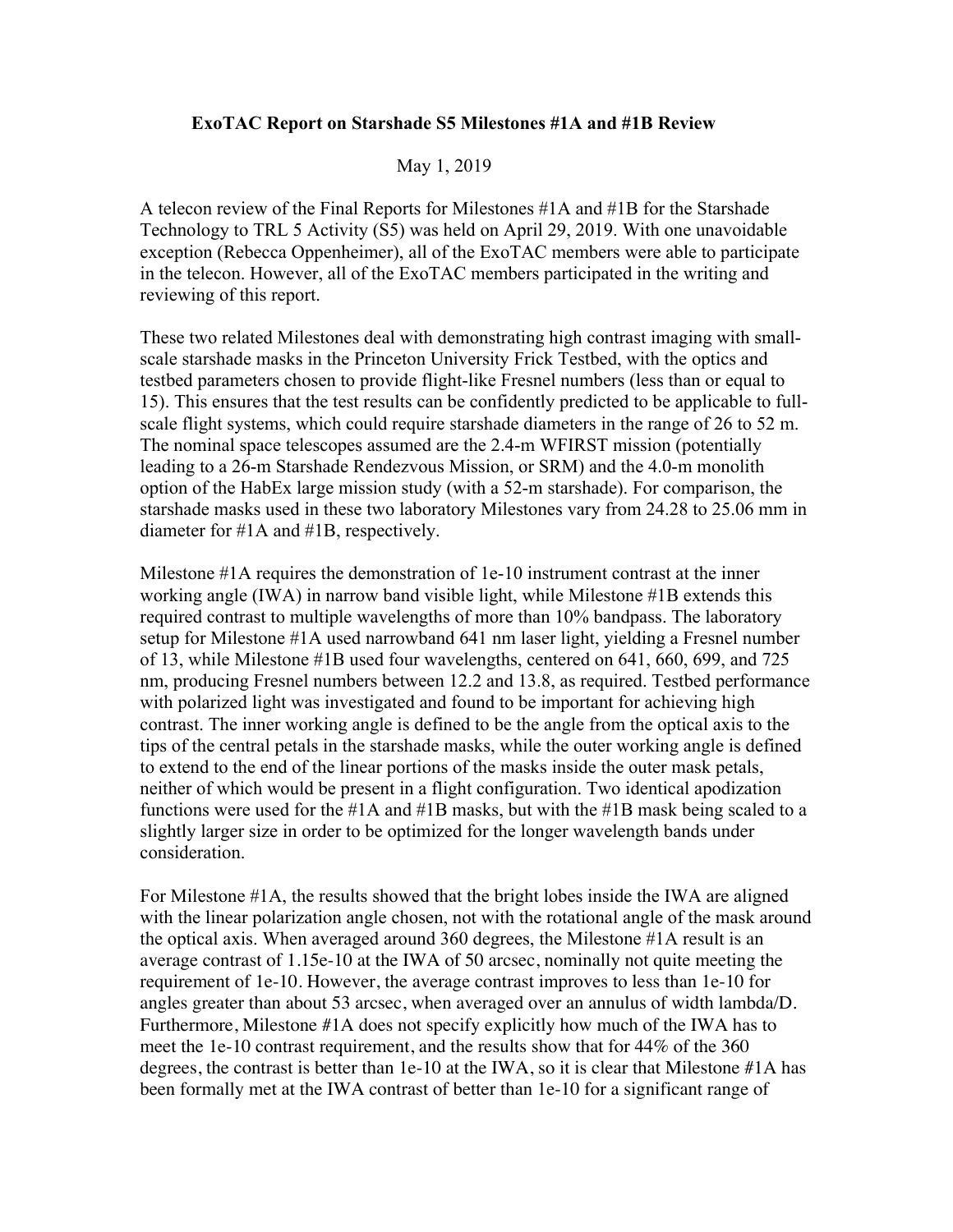# ExoTAC Report on Starshade S5 Milestones #1A and #1B Review

May 1, 2019

A telecon review of the Final Reports for Milestones #1A and #1B for the Starshade Technology to TRL 5 Activity (S5) was held on April 29, 2019. With one unavoidable exception (Rebecca Oppenheimer), all of the ExoTAC members were able to participate in the telecon. However, all of the ExoTAC members participated in the writing and reviewing of this report.

These two related Milestones deal with demonstrating high contrast imaging with small-scale starshade masks in the Princeton University Frick Testbed, with the optics and testbed parameters chosen to provide flight-like Fresnel numbers (less than or equal to 15). This ensures that the test results can be confidently predicted to be applicable to full-scale flight systems, which could require starshade diameters in the range of 26 to 52 m. The nominal space telescopes assumed are the 2.4-m WFIRST mission (potentially leading to a 26-m Starshade Rendezvous Mission, or SRM) and the 4.0-m monolith option of the HabEx large mission study (with a 52-m starshade). For comparison, the starshade masks used in these two laboratory Milestones vary from 24.28 to 25.06 mm in diameter for #1A and #1B, respectively.

Milestone #1A requires the demonstration of 1e-10 instrument contrast at the inner working angle (IWA) in narrow band visible light, while Milestone #1B extends this required contrast to multiple wavelengths of more than 10% bandpass. The laboratory setup for Milestone #1A used narrowband 641 nm laser light, yielding a Fresnel number of 13, while Milestone #1B used four wavelengths, centered on 641, 660, 699, and 725 nm, producing Fresnel numbers between 12.2 and 13.8, as required. Testbed performance with polarized light was investigated and found to be important for achieving high contrast. The inner working angle is defined to be the angle from the optical axis to the tips of the central petals in the starshade masks, while the outer working angle is defined to extend to the end of the linear portions of the masks inside the outer mask petals, neither of which would be present in a flight configuration. Two identical apodization functions were used for the #1A and #1B masks, but with the #1B mask being scaled to a slightly larger size in order to be optimized for the longer wavelength bands under consideration.

For Milestone #1A, the results showed that the bright lobes inside the IWA are aligned with the linear polarization angle chosen, not with the rotational angle of the mask around the optical axis. When averaged around 360 degrees, the Milestone #1A result is an average contrast of 1.15e-10 at the IWA of 50 arcsec, nominally not quite meeting the requirement of 1e-10. However, the average contrast improves to less than 1e-10 for angles greater than about 53 arcsec, when averaged over an annulus of width lambda/D. Furthermore, Milestone #1A does not specify explicitly how much of the IWA has to meet the 1e-10 contrast requirement, and the results show that for 44% of the 360 degrees, the contrast is better than 1e-10 at the IWA, so it is clear that Milestone #1A has been formally met at the IWA contrast of better than 1e-10 for a significant range of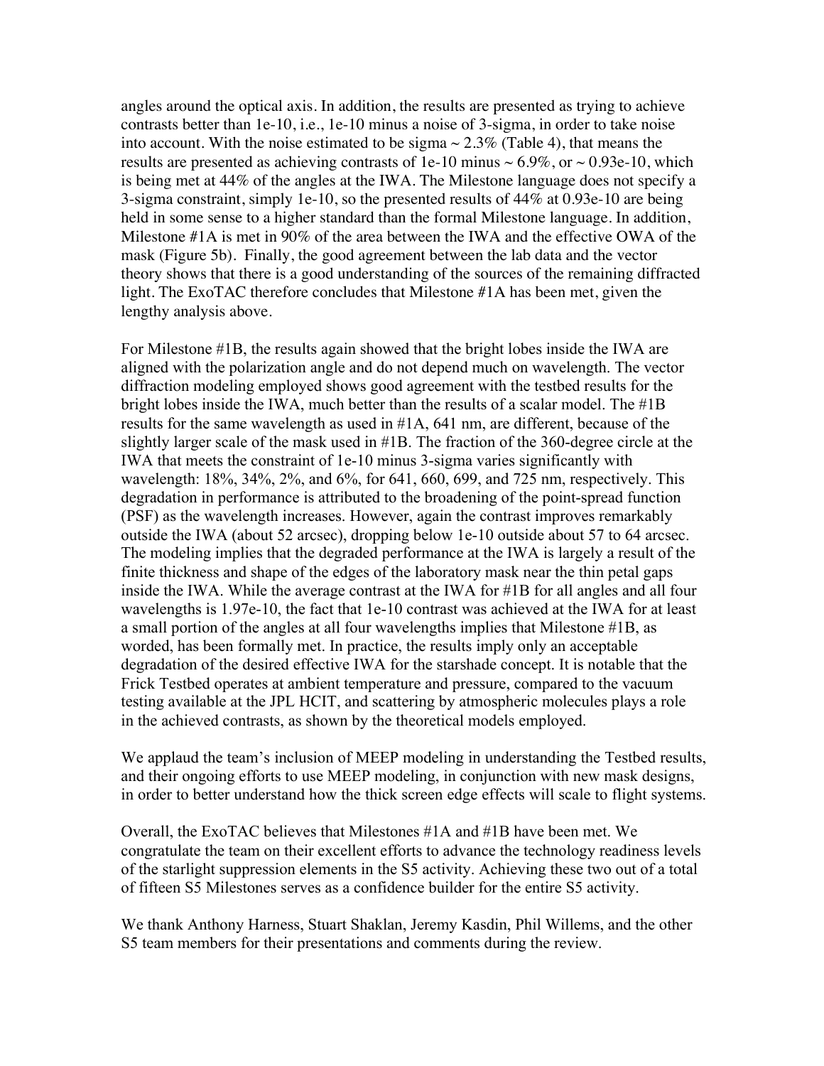angles around the optical axis. In addition, the results are presented as trying to achieve contrasts better than 1e-10, i.e., 1e-10 minus a noise of 3-sigma, in order to take noise into account. With the noise estimated to be sigma ~ 2.3% (Table 4), that means the results are presented as achieving contrasts of 1e-10 minus ~ 6.9%, or ~ 0.93e-10, which is being met at 44% of the angles at the IWA. The Milestone language does not specify a 3-sigma constraint, simply 1e-10, so the presented results of 44% at 0.93e-10 are being held in some sense to a higher standard than the formal Milestone language. In addition, Milestone #1A is met in 90% of the area between the IWA and the effective OWA of the mask (Figure 5b). Finally, the good agreement between the lab data and the vector theory shows that there is a good understanding of the sources of the remaining diffracted light. The ExoTAC therefore concludes that Milestone #1A has been met, given the lengthy analysis above.

For Milestone #1B, the results again showed that the bright lobes inside the IWA are aligned with the polarization angle and do not depend much on wavelength. The vector diffraction modeling employed shows good agreement with the testbed results for the bright lobes inside the IWA, much better than the results of a scalar model. The #1B results for the same wavelength as used in #1A, 641 nm, are different, because of the slightly larger scale of the mask used in #1B. The fraction of the 360-degree circle at the IWA that meets the constraint of 1e-10 minus 3-sigma varies significantly with wavelength: 18%, 34%, 2%, and 6%, for 641, 660, 699, and 725 nm, respectively. This degradation in performance is attributed to the broadening of the point-spread function (PSF) as the wavelength increases. However, again the contrast improves remarkably outside the IWA (about 52 arcsec), dropping below 1e-10 outside about 57 to 64 arcsec. The modeling implies that the degraded performance at the IWA is largely a result of the finite thickness and shape of the edges of the laboratory mask near the thin petal gaps inside the IWA. While the average contrast at the IWA for #1B for all angles and all four wavelengths is 1.97e-10, the fact that 1e-10 contrast was achieved at the IWA for at least a small portion of the angles at all four wavelengths implies that Milestone #1B, as worded, has been formally met. In practice, the results imply only an acceptable degradation of the desired effective IWA for the starshade concept. It is notable that the Frick Testbed operates at ambient temperature and pressure, compared to the vacuum testing available at the JPL HCIT, and scattering by atmospheric molecules plays a role in the achieved contrasts, as shown by the theoretical models employed.

We applaud the team's inclusion of MEEP modeling in understanding the Testbed results, and their ongoing efforts to use MEEP modeling, in conjunction with new mask designs, in order to better understand how the thick screen edge effects will scale to flight systems.

Overall, the ExoTAC believes that Milestones #1A and #1B have been met. We congratulate the team on their excellent efforts to advance the technology readiness levels of the starlight suppression elements in the S5 activity. Achieving these two out of a total of fifteen S5 Milestones serves as a confidence builder for the entire S5 activity.

We thank Anthony Harness, Stuart Shaklan, Jeremy Kasdin, Phil Willems, and the other S5 team members for their presentations and comments during the review.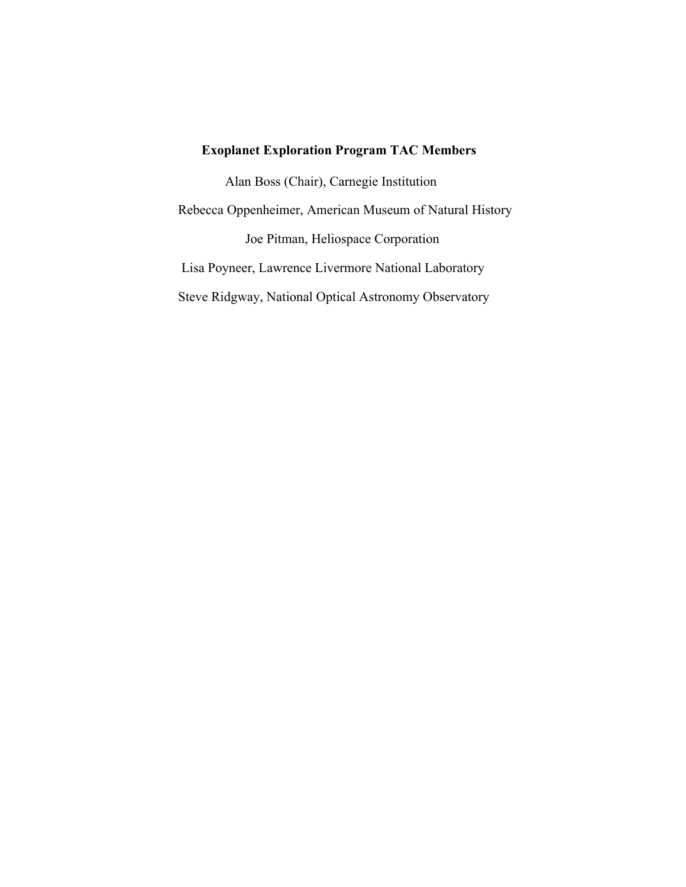**Exoplanet Exploration Program TAC Members**

Alan Boss (Chair), Carnegie Institution

Rebecca Oppenheimer, American Museum of Natural History

Joe Pitman, Heliospace Corporation

Lisa Poyneer, Lawrence Livermore National Laboratory

Steve Ridgway, National Optical Astronomy Observatory